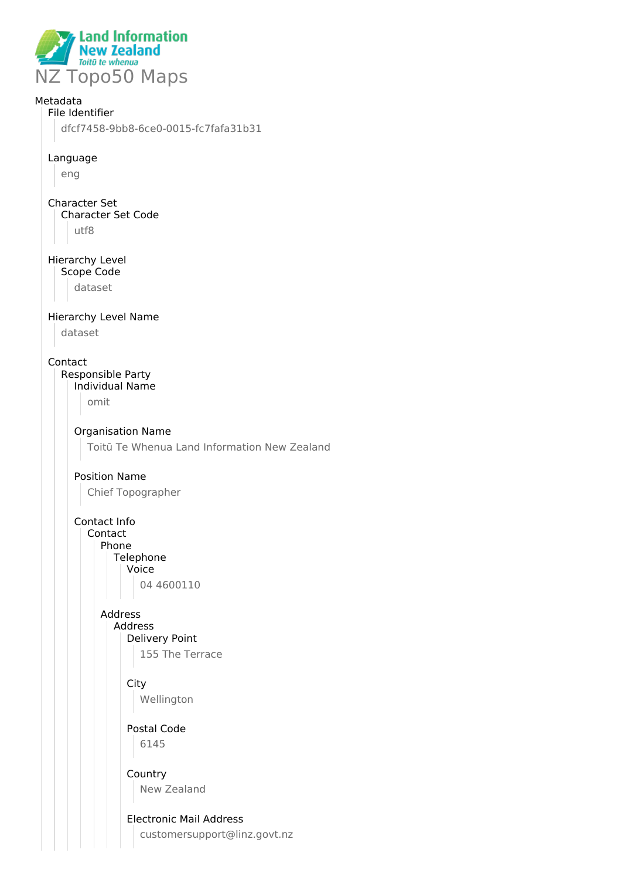Land Information New Zealand
*Toitū te whenua*

# NZ Topo50 Maps

Metadata
- File Identifier
  - dfcf7458-9bb8-6ce0-0015-fc7fafa31b31
- Language
  - eng
- Character Set
  - Character Set Code
    - utf8
- Hierarchy Level
  - Scope Code
    - dataset
- Hierarchy Level Name
  - dataset
- Contact
  - Responsible Party
    - Individual Name
      - omit
    - Organisation Name
      - Toitū Te Whenua Land Information New Zealand
    - Position Name
      - Chief Topographer
    - Contact Info
      - Contact
        - Phone
          - Telephone
            - Voice
              - 04 4600110
        - Address
          - Address
            - Delivery Point
              - 155 The Terrace
            - City
              - Wellington
            - Postal Code
              - 6145
            - Country
              - New Zealand
            - Electronic Mail Address
              - customersupport@linz.govt.nz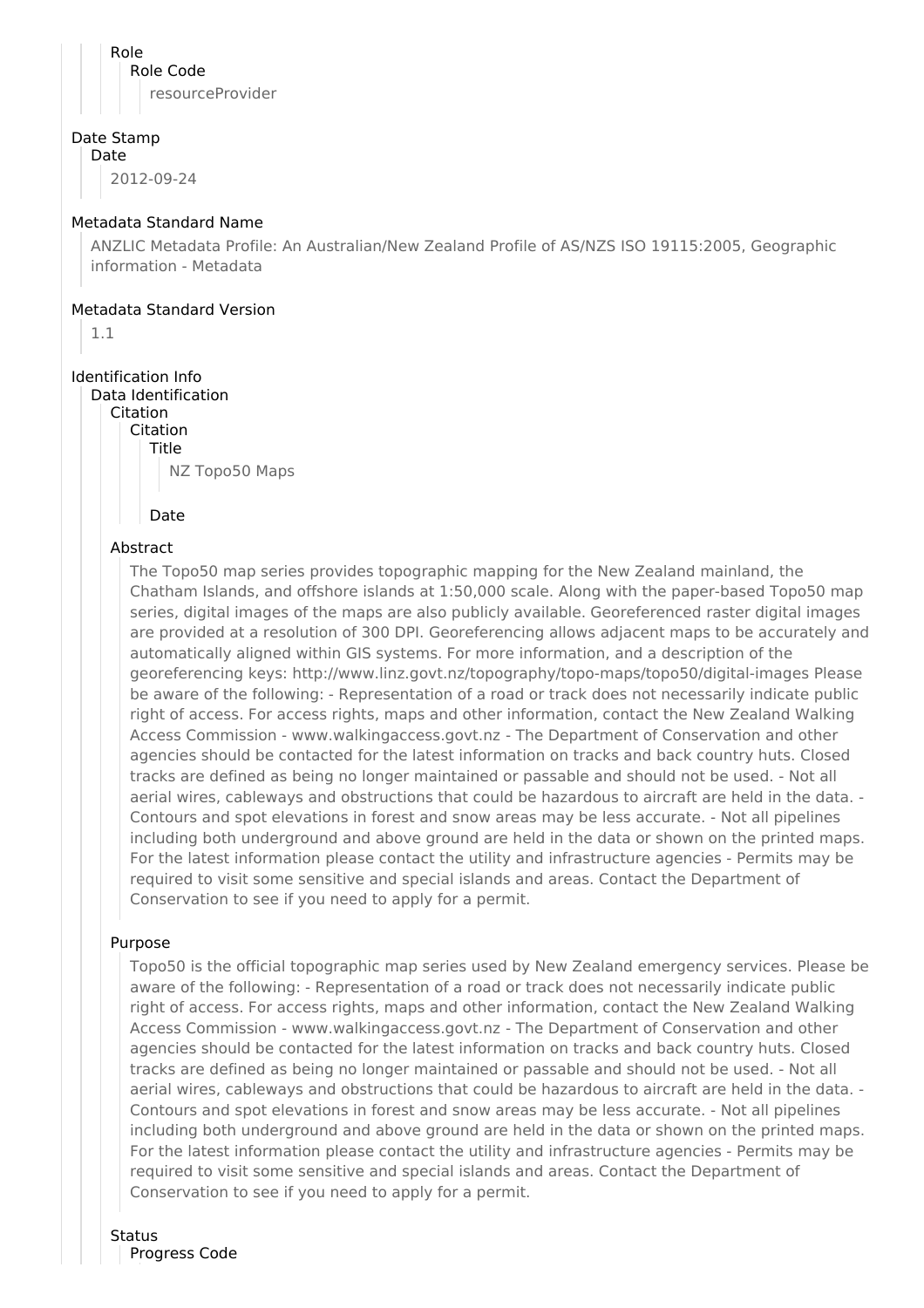Role
Role Code
resourceProvider

## Date Stamp

Date
2012-09-24

## Metadata Standard Name

ANZLIC Metadata Profile: An Australian/New Zealand Profile of AS/NZS ISO 19115:2005, Geographic information - Metadata

## Metadata Standard Version

1.1

## Identification Info

Data Identification
Citation
Citation
Title
NZ Topo50 Maps

Date

### Abstract

The Topo50 map series provides topographic mapping for the New Zealand mainland, the Chatham Islands, and offshore islands at 1:50,000 scale. Along with the paper-based Topo50 map series, digital images of the maps are also publicly available. Georeferenced raster digital images are provided at a resolution of 300 DPI. Georeferencing allows adjacent maps to be accurately and automatically aligned within GIS systems. For more information, and a description of the georeferencing keys: http://www.linz.govt.nz/topography/topo-maps/topo50/digital-images Please be aware of the following: - Representation of a road or track does not necessarily indicate public right of access. For access rights, maps and other information, contact the New Zealand Walking Access Commission - www.walkingaccess.govt.nz - The Department of Conservation and other agencies should be contacted for the latest information on tracks and back country huts. Closed tracks are defined as being no longer maintained or passable and should not be used. - Not all aerial wires, cableways and obstructions that could be hazardous to aircraft are held in the data. - Contours and spot elevations in forest and snow areas may be less accurate. - Not all pipelines including both underground and above ground are held in the data or shown on the printed maps. For the latest information please contact the utility and infrastructure agencies - Permits may be required to visit some sensitive and special islands and areas. Contact the Department of Conservation to see if you need to apply for a permit.

### Purpose

Topo50 is the official topographic map series used by New Zealand emergency services. Please be aware of the following: - Representation of a road or track does not necessarily indicate public right of access. For access rights, maps and other information, contact the New Zealand Walking Access Commission - www.walkingaccess.govt.nz - The Department of Conservation and other agencies should be contacted for the latest information on tracks and back country huts. Closed tracks are defined as being no longer maintained or passable and should not be used. - Not all aerial wires, cableways and obstructions that could be hazardous to aircraft are held in the data. - Contours and spot elevations in forest and snow areas may be less accurate. - Not all pipelines including both underground and above ground are held in the data or shown on the printed maps. For the latest information please contact the utility and infrastructure agencies - Permits may be required to visit some sensitive and special islands and areas. Contact the Department of Conservation to see if you need to apply for a permit.

### Status

Progress Code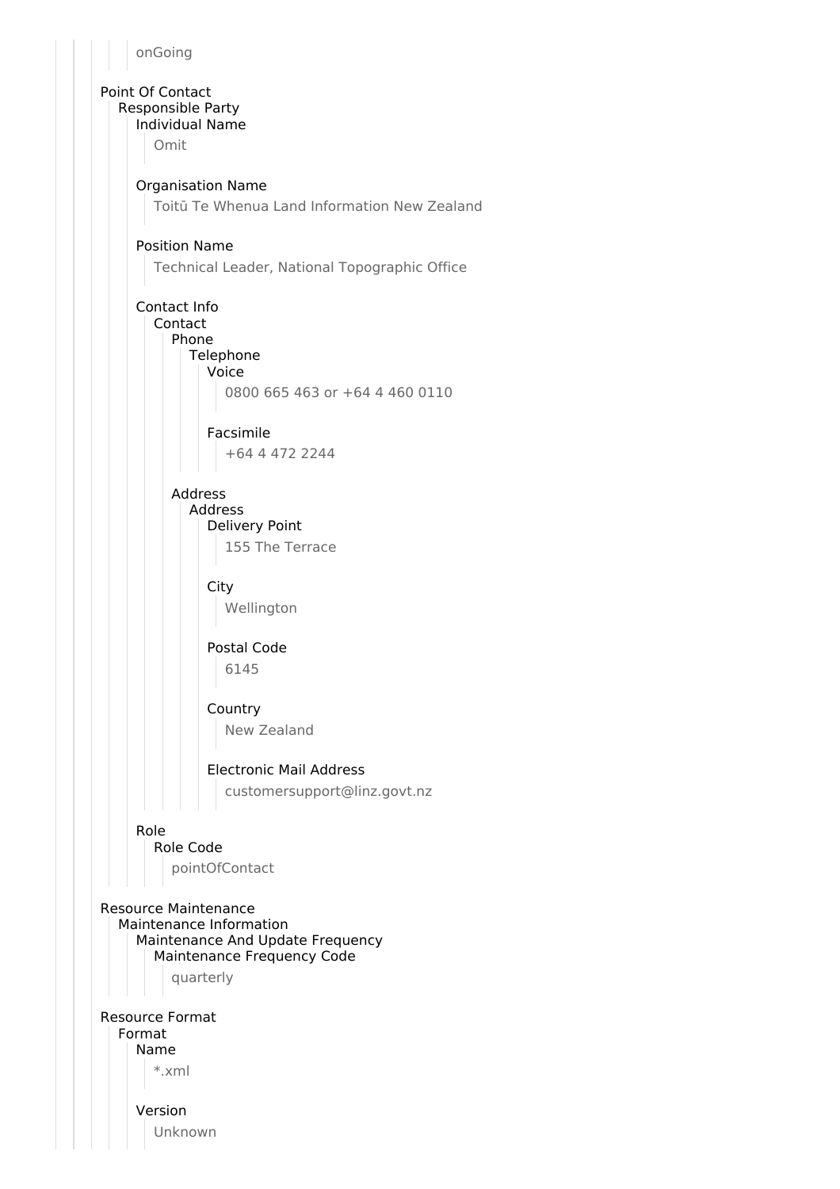onGoing

Point Of Contact
- Responsible Party
  - Individual Name
    - Omit
  - Organisation Name
    - Toitū Te Whenua Land Information New Zealand
  - Position Name
    - Technical Leader, National Topographic Office
  - Contact Info
    - Contact
      - Phone
        - Telephone
          - Voice
            - 0800 665 463 or +64 4 460 0110
          - Facsimile
            - +64 4 472 2244
      - Address
        - Address
          - Delivery Point
            - 155 The Terrace
          - City
            - Wellington
          - Postal Code
            - 6145
          - Country
            - New Zealand
          - Electronic Mail Address
            - customersupport@linz.govt.nz
  - Role
    - Role Code
      - pointOfContact

Resource Maintenance
- Maintenance Information
  - Maintenance And Update Frequency
    - Maintenance Frequency Code
      - quarterly

Resource Format
- Format
  - Name
    - *.xml
  - Version
    - Unknown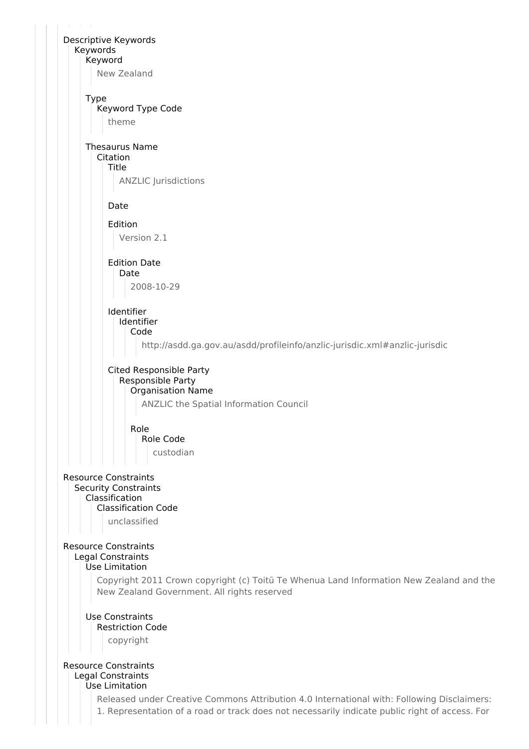Descriptive Keywords
- Keywords
  - Keyword
    - New Zealand
  - Type
    - Keyword Type Code
      - theme
  - Thesaurus Name
    - Citation
      - Title
        - ANZLIC Jurisdictions
      - Date
      - Edition
        - Version 2.1
      - Edition Date
        - Date
          - 2008-10-29
      - Identifier
        - Identifier
          - Code
            - http://asdd.ga.gov.au/asdd/profileinfo/anzlic-jurisdic.xml#anzlic-jurisdic
      - Cited Responsible Party
        - Responsible Party
          - Organisation Name
            - ANZLIC the Spatial Information Council
          - Role
            - Role Code
              - custodian

Resource Constraints
- Security Constraints
  - Classification
    - Classification Code
      - unclassified

Resource Constraints
- Legal Constraints
  - Use Limitation
    - Copyright 2011 Crown copyright (c) Toitū Te Whenua Land Information New Zealand and the New Zealand Government. All rights reserved
  - Use Constraints
    - Restriction Code
      - copyright

Resource Constraints
- Legal Constraints
  - Use Limitation
    - Released under Creative Commons Attribution 4.0 International with: Following Disclaimers: 1. Representation of a road or track does not necessarily indicate public right of access. For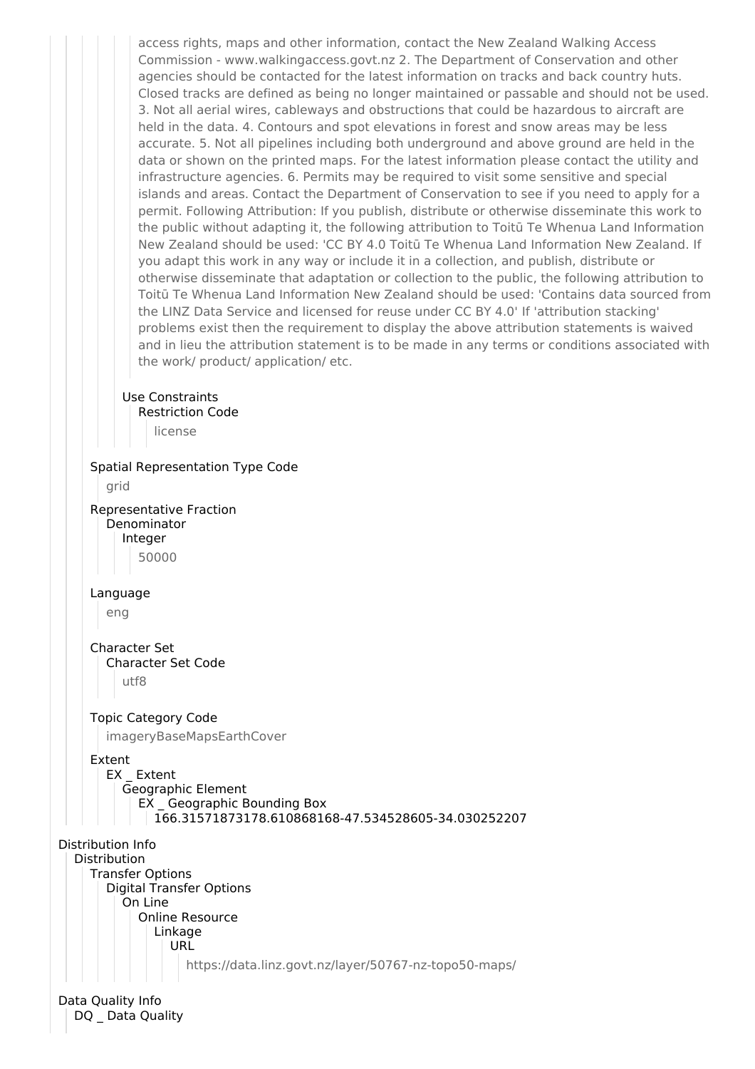access rights, maps and other information, contact the New Zealand Walking Access Commission - www.walkingaccess.govt.nz 2. The Department of Conservation and other agencies should be contacted for the latest information on tracks and back country huts. Closed tracks are defined as being no longer maintained or passable and should not be used. 3. Not all aerial wires, cableways and obstructions that could be hazardous to aircraft are held in the data. 4. Contours and spot elevations in forest and snow areas may be less accurate. 5. Not all pipelines including both underground and above ground are held in the data or shown on the printed maps. For the latest information please contact the utility and infrastructure agencies. 6. Permits may be required to visit some sensitive and special islands and areas. Contact the Department of Conservation to see if you need to apply for a permit. Following Attribution: If you publish, distribute or otherwise disseminate this work to the public without adapting it, the following attribution to Toitū Te Whenua Land Information New Zealand should be used: 'CC BY 4.0 Toitū Te Whenua Land Information New Zealand. If you adapt this work in any way or include it in a collection, and publish, distribute or otherwise disseminate that adaptation or collection to the public, the following attribution to Toitū Te Whenua Land Information New Zealand should be used: 'Contains data sourced from the LINZ Data Service and licensed for reuse under CC BY 4.0' If 'attribution stacking' problems exist then the requirement to display the above attribution statements is waived and in lieu the attribution statement is to be made in any terms or conditions associated with the work/ product/ application/ etc.

Use Constraints
Restriction Code
license

Spatial Representation Type Code
grid

Representative Fraction
Denominator
Integer
50000

Language
eng

Character Set
Character Set Code
utf8

Topic Category Code
imageryBaseMapsEarthCover

Extent
EX _ Extent
Geographic Element
EX _ Geographic Bounding Box
166.31571873178.610868168-47.534528605-34.030252207

Distribution Info
Distribution
Transfer Options
Digital Transfer Options
On Line
Online Resource
Linkage
URL
https://data.linz.govt.nz/layer/50767-nz-topo50-maps/

Data Quality Info
DQ _ Data Quality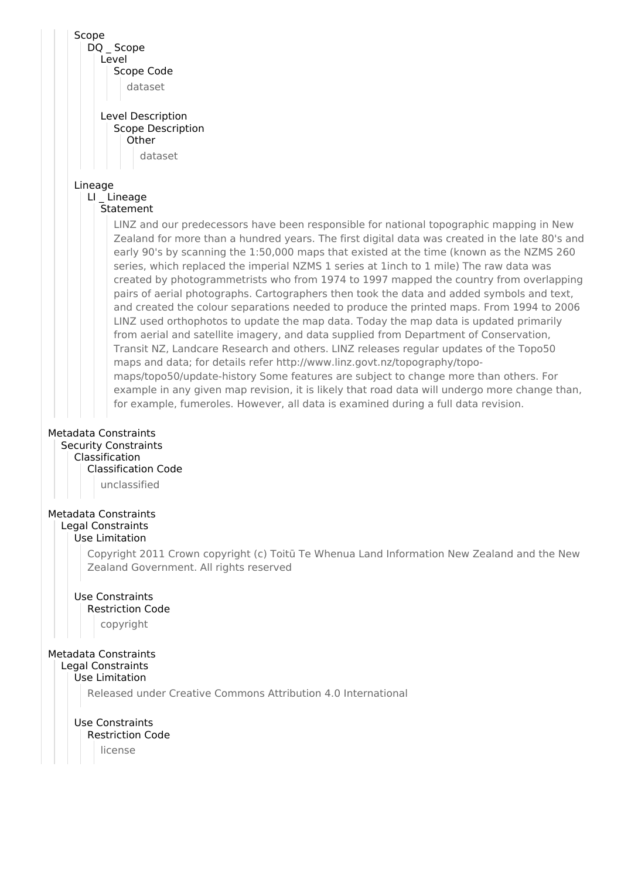Scope
- DQ _ Scope
  - Level
    - Scope Code
      - dataset
  - Level Description
    - Scope Description
      - Other
        - dataset

Lineage
- LI _ Lineage
  - Statement
    - LINZ and our predecessors have been responsible for national topographic mapping in New Zealand for more than a hundred years. The first digital data was created in the late 80's and early 90's by scanning the 1:50,000 maps that existed at the time (known as the NZMS 260 series, which replaced the imperial NZMS 1 series at 1inch to 1 mile) The raw data was created by photogrammetrists who from 1974 to 1997 mapped the country from overlapping pairs of aerial photographs. Cartographers then took the data and added symbols and text, and created the colour separations needed to produce the printed maps. From 1994 to 2006 LINZ used orthophotos to update the map data. Today the map data is updated primarily from aerial and satellite imagery, and data supplied from Department of Conservation, Transit NZ, Landcare Research and others. LINZ releases regular updates of the Topo50 maps and data; for details refer http://www.linz.govt.nz/topography/topo-maps/topo50/update-history Some features are subject to change more than others. For example in any given map revision, it is likely that road data will undergo more change than, for example, fumeroles. However, all data is examined during a full data revision.

Metadata Constraints
- Security Constraints
  - Classification
    - Classification Code
      - unclassified

Metadata Constraints
- Legal Constraints
  - Use Limitation
    - Copyright 2011 Crown copyright (c) Toitū Te Whenua Land Information New Zealand and the New Zealand Government. All rights reserved
  - Use Constraints
    - Restriction Code
      - copyright

Metadata Constraints
- Legal Constraints
  - Use Limitation
    - Released under Creative Commons Attribution 4.0 International
  - Use Constraints
    - Restriction Code
      - license